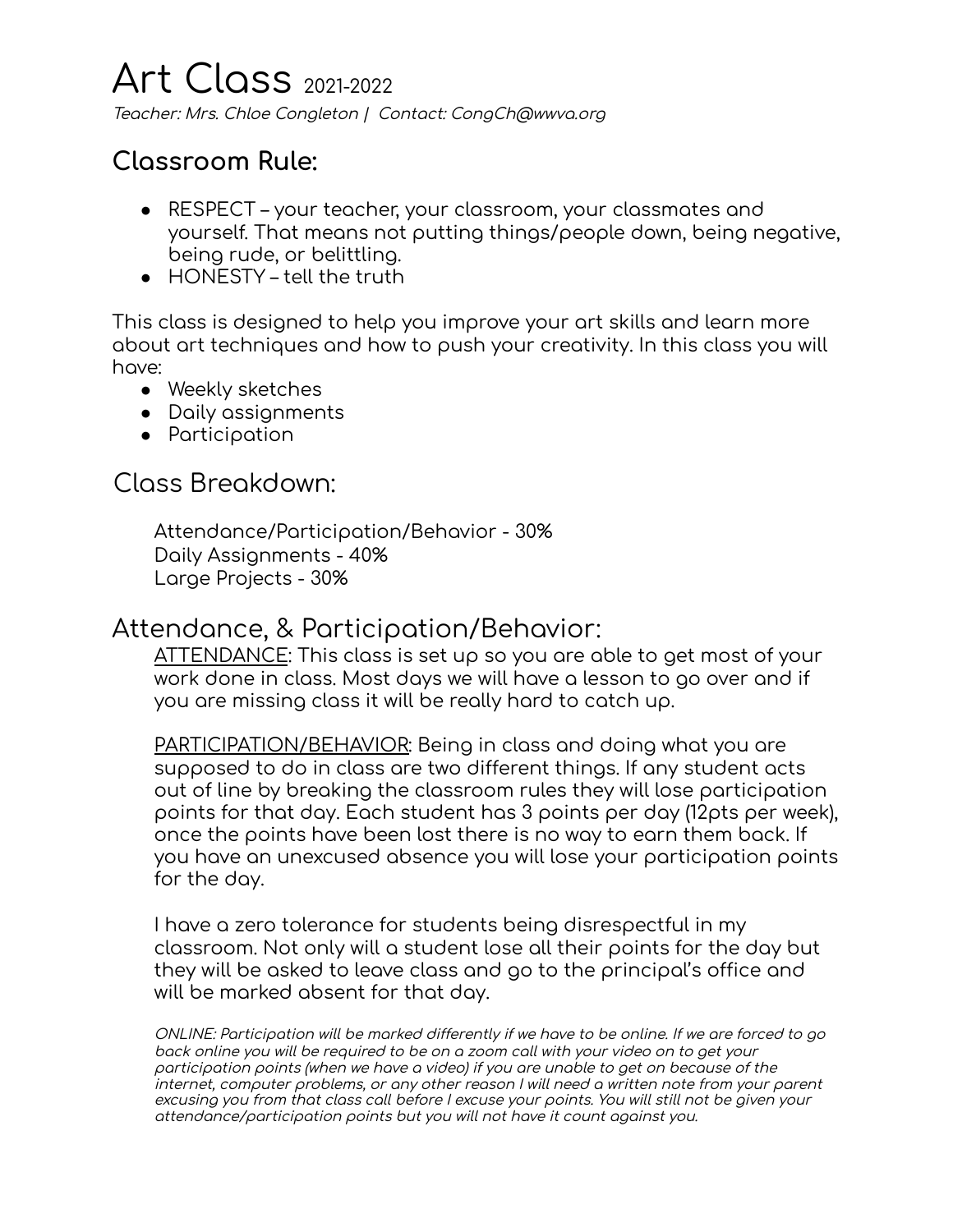# Art Class 2021-2022

*Teacher: Mrs. Chloe Congleton | Contact: CongCh@wwva.org*

## Classroom Rule:

- RESPECT – your teacher, your classroom, your classmates and yourself. That means not putting things/people down, being negative, being rude, or belittling.
- HONESTY – tell the truth

This class is designed to help you improve your art skills and learn more about art techniques and how to push your creativity. In this class you will have:

- Weekly sketches
- Daily assignments
- Participation

## Class Breakdown:

Attendance/Participation/Behavior - **30%**
Daily Assignments - **40%**
Large Projects - **30%**

## Attendance, & Participation/Behavior:

<u>ATTENDANCE</u>: This class is set up so you are able to get most of your work done in class. Most days we will have a lesson to go over and if you are missing class it will be really hard to catch up.

<u>PARTICIPATION/BEHAVIOR</u>: Being in class and doing what you are supposed to do in class are two different things. If any student acts out of line by breaking the classroom rules they will lose participation points for that day. Each student has 3 points per day (12pts per week), once the points have been lost there is no way to earn them back. If you have an unexcused absence you will lose your participation points for the day.

I have a zero tolerance for students being disrespectful in my classroom. Not only will a student lose all their points for the day but they will be asked to leave class and go to the principal's office and will be marked absent for that day.

*ONLINE: Participation will be marked differently if we have to be online. If we are forced to go back online you will be required to be on a zoom call with your video on to get your participation points (when we have a video) if you are unable to get on because of the internet, computer problems, or any other reason I will need a written note from your parent excusing you from that class call before I excuse your points. You will still not be given your attendance/participation points but you will not have it count against you.*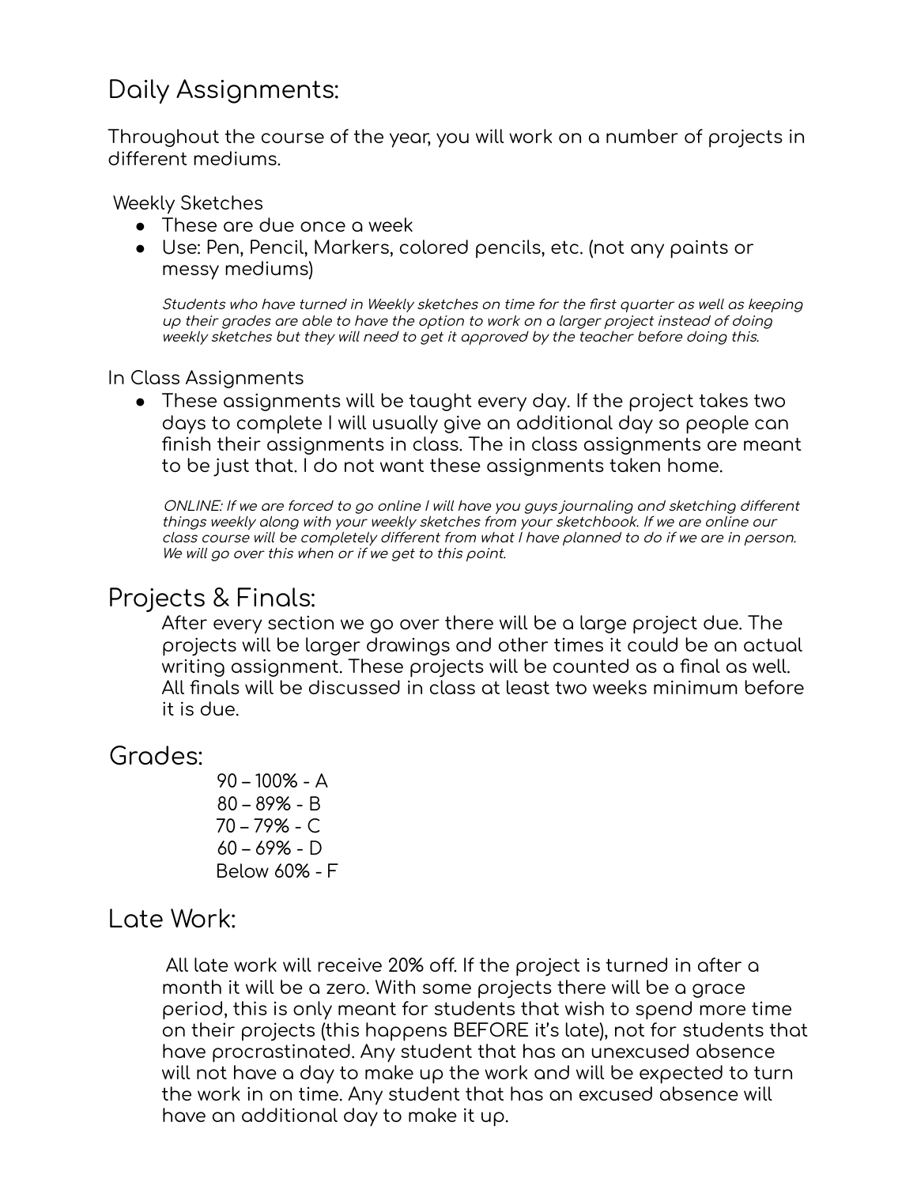## Daily Assignments:

Throughout the course of the year, you will work on a number of projects in different mediums.

Weekly Sketches

- These are due once a week
- Use: Pen, Pencil, Markers, colored pencils, etc. (not any paints or messy mediums)

*Students who have turned in Weekly sketches on time for the first quarter as well as keeping up their grades are able to have the option to work on a larger project instead of doing weekly sketches but they will need to get it approved by the teacher before doing this.*

In Class Assignments

- These assignments will be taught every day. If the project takes two days to complete I will usually give an additional day so people can finish their assignments in class. The in class assignments are meant to be just that. I do not want these assignments taken home.

*ONLINE: If we are forced to go online I will have you guys journaling and sketching different things weekly along with your weekly sketches from your sketchbook. If we are online our class course will be completely different from what I have planned to do if we are in person. We will go over this when or if we get to this point.*

## Projects & Finals:

After every section we go over there will be a large project due. The projects will be larger drawings and other times it could be an actual writing assignment. These projects will be counted as a final as well. All finals will be discussed in class at least two weeks minimum before it is due.

## Grades:

90 – 100% - A
80 – 89% - B
70 – 79% - C
60 – 69% - D
Below 60% - F

## Late Work:

All late work will receive 20% off. If the project is turned in after a month it will be a zero. With some projects there will be a grace period, this is only meant for students that wish to spend more time on their projects (this happens BEFORE it's late), not for students that have procrastinated. Any student that has an unexcused absence will not have a day to make up the work and will be expected to turn the work in on time. Any student that has an excused absence will have an additional day to make it up.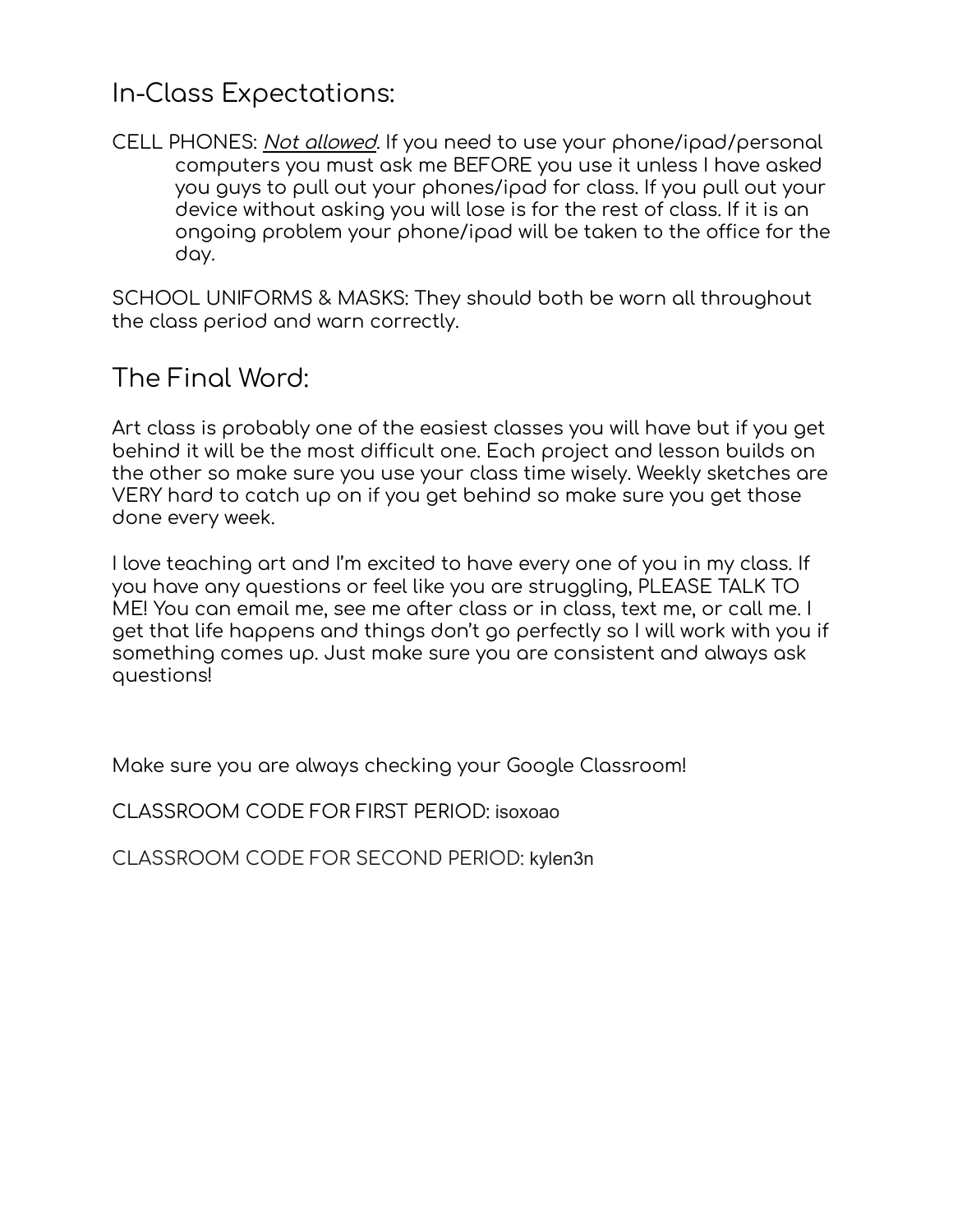## In-Class Expectations:

CELL PHONES: ***Not allowed***. If you need to use your phone/ipad/personal computers you must ask me BEFORE you use it unless I have asked you guys to pull out your phones/ipad for class. If you pull out your device without asking you will lose is for the rest of class. If it is an ongoing problem your phone/ipad will be taken to the office for the day.

SCHOOL UNIFORMS & MASKS: They should both be worn all throughout the class period and warn correctly.

## The Final Word:

Art class is probably one of the easiest classes you will have but if you get behind it will be the most difficult one. Each project and lesson builds on the other so make sure you use your class time wisely. Weekly sketches are VERY hard to catch up on if you get behind so make sure you get those done every week.

I love teaching art and I'm excited to have every one of you in my class. If you have any questions or feel like you are struggling, PLEASE TALK TO ME! You can email me, see me after class or in class, text me, or call me. I get that life happens and things don't go perfectly so I will work with you if something comes up. Just make sure you are consistent and always ask questions!

Make sure you are always checking your Google Classroom!

CLASSROOM CODE FOR FIRST PERIOD: isoxoao

CLASSROOM CODE FOR SECOND PERIOD: kylen3n